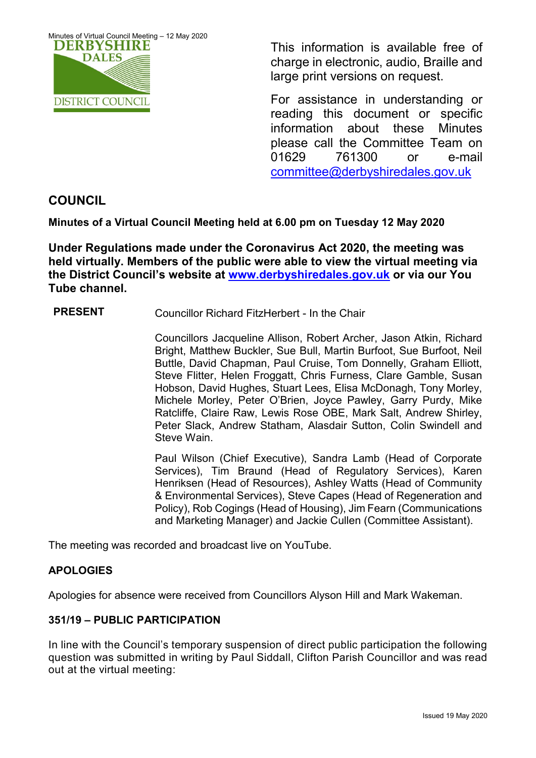This information is available free of charge in electronic, audio, Braille and large print versions on request.

For assistance in understanding or reading this document or specific information about these Minutes please call the Committee Team on 01629 761300 or e-mail committee@derbyshiredales.gov.uk

## COUNCIL

**Minutes of a Virtual Council Meeting held at 6.00 pm on Tuesday 12 May 2020**

**Under Regulations made under the Coronavirus Act 2020, the meeting was held virtually. Members of the public were able to view the virtual meeting via the District Council's website at www.derbyshiredales.gov.uk or via our You Tube channel.**

**PRESENT** Councillor Richard FitzHerbert - In the Chair

Councillors Jacqueline Allison, Robert Archer, Jason Atkin, Richard Bright, Matthew Buckler, Sue Bull, Martin Burfoot, Sue Burfoot, Neil Buttle, David Chapman, Paul Cruise, Tom Donnelly, Graham Elliott, Steve Flitter, Helen Froggatt, Chris Furness, Clare Gamble, Susan Hobson, David Hughes, Stuart Lees, Elisa McDonagh, Tony Morley, Michele Morley, Peter O'Brien, Joyce Pawley, Garry Purdy, Mike Ratcliffe, Claire Raw, Lewis Rose OBE, Mark Salt, Andrew Shirley, Peter Slack, Andrew Statham, Alasdair Sutton, Colin Swindell and Steve Wain.

Paul Wilson (Chief Executive), Sandra Lamb (Head of Corporate Services), Tim Braund (Head of Regulatory Services), Karen Henriksen (Head of Resources), Ashley Watts (Head of Community & Environmental Services), Steve Capes (Head of Regeneration and Policy), Rob Cogings (Head of Housing), Jim Fearn (Communications and Marketing Manager) and Jackie Cullen (Committee Assistant).

The meeting was recorded and broadcast live on YouTube.

### APOLOGIES

Apologies for absence were received from Councillors Alyson Hill and Mark Wakeman.

### 351/19 – PUBLIC PARTICIPATION

In line with the Council's temporary suspension of direct public participation the following question was submitted in writing by Paul Siddall, Clifton Parish Councillor and was read out at the virtual meeting: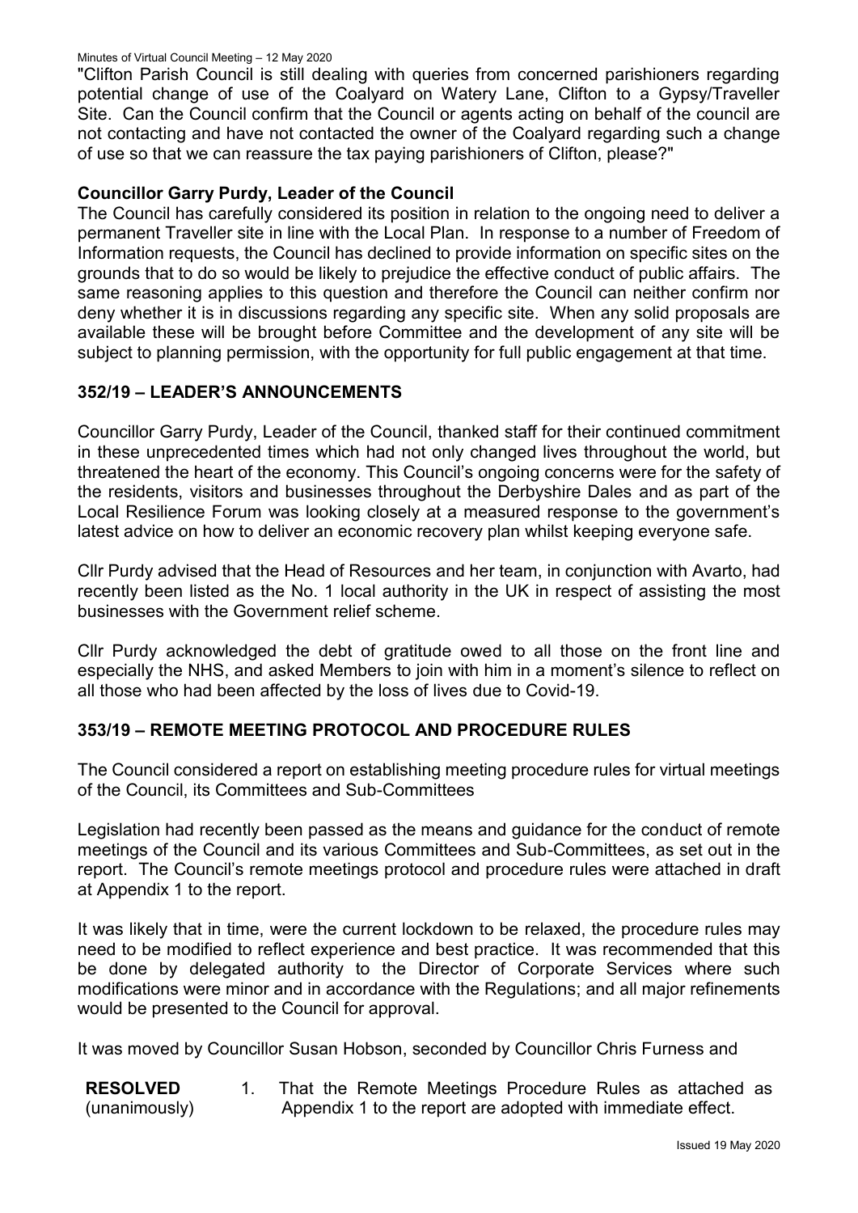"Clifton Parish Council is still dealing with queries from concerned parishioners regarding potential change of use of the Coalyard on Watery Lane, Clifton to a Gypsy/Traveller Site. Can the Council confirm that the Council or agents acting on behalf of the council are not contacting and have not contacted the owner of the Coalyard regarding such a change of use so that we can reassure the tax paying parishioners of Clifton, please?"

**Councillor Garry Purdy, Leader of the Council**

The Council has carefully considered its position in relation to the ongoing need to deliver a permanent Traveller site in line with the Local Plan. In response to a number of Freedom of Information requests, the Council has declined to provide information on specific sites on the grounds that to do so would be likely to prejudice the effective conduct of public affairs. The same reasoning applies to this question and therefore the Council can neither confirm nor deny whether it is in discussions regarding any specific site. When any solid proposals are available these will be brought before Committee and the development of any site will be subject to planning permission, with the opportunity for full public engagement at that time.

## 352/19 – LEADER'S ANNOUNCEMENTS

Councillor Garry Purdy, Leader of the Council, thanked staff for their continued commitment in these unprecedented times which had not only changed lives throughout the world, but threatened the heart of the economy. This Council's ongoing concerns were for the safety of the residents, visitors and businesses throughout the Derbyshire Dales and as part of the Local Resilience Forum was looking closely at a measured response to the government's latest advice on how to deliver an economic recovery plan whilst keeping everyone safe.

Cllr Purdy advised that the Head of Resources and her team, in conjunction with Avarto, had recently been listed as the No. 1 local authority in the UK in respect of assisting the most businesses with the Government relief scheme.

Cllr Purdy acknowledged the debt of gratitude owed to all those on the front line and especially the NHS, and asked Members to join with him in a moment's silence to reflect on all those who had been affected by the loss of lives due to Covid-19.

## 353/19 – REMOTE MEETING PROTOCOL AND PROCEDURE RULES

The Council considered a report on establishing meeting procedure rules for virtual meetings of the Council, its Committees and Sub-Committees

Legislation had recently been passed as the means and guidance for the conduct of remote meetings of the Council and its various Committees and Sub-Committees, as set out in the report. The Council's remote meetings protocol and procedure rules were attached in draft at Appendix 1 to the report.

It was likely that in time, were the current lockdown to be relaxed, the procedure rules may need to be modified to reflect experience and best practice. It was recommended that this be done by delegated authority to the Director of Corporate Services where such modifications were minor and in accordance with the Regulations; and all major refinements would be presented to the Council for approval.

It was moved by Councillor Susan Hobson, seconded by Councillor Chris Furness and

**RESOLVED** (unanimously)

1. That the Remote Meetings Procedure Rules as attached as Appendix 1 to the report are adopted with immediate effect.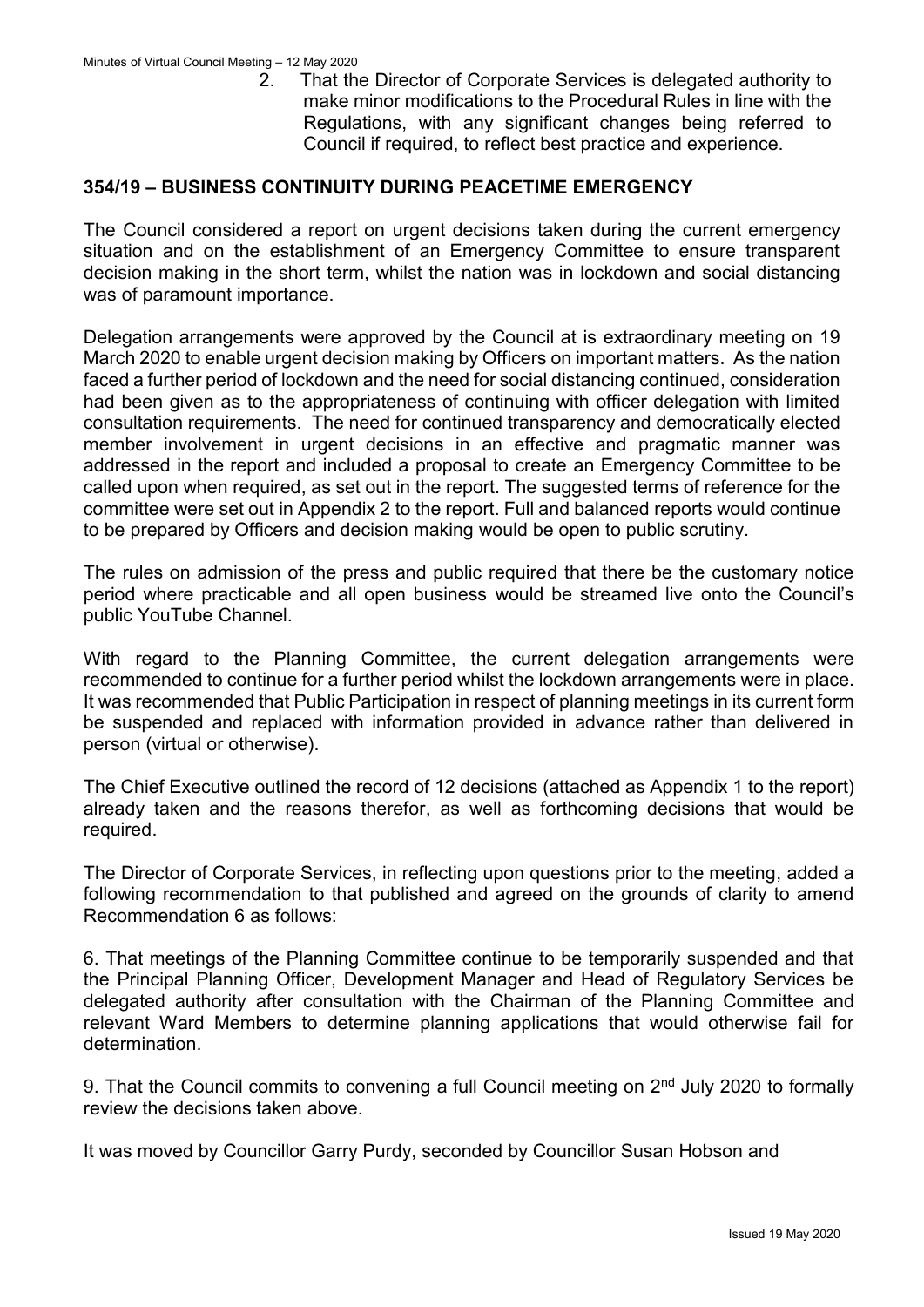2. That the Director of Corporate Services is delegated authority to make minor modifications to the Procedural Rules in line with the Regulations, with any significant changes being referred to Council if required, to reflect best practice and experience.

## 354/19 – BUSINESS CONTINUITY DURING PEACETIME EMERGENCY

The Council considered a report on urgent decisions taken during the current emergency situation and on the establishment of an Emergency Committee to ensure transparent decision making in the short term, whilst the nation was in lockdown and social distancing was of paramount importance.

Delegation arrangements were approved by the Council at is extraordinary meeting on 19 March 2020 to enable urgent decision making by Officers on important matters. As the nation faced a further period of lockdown and the need for social distancing continued, consideration had been given as to the appropriateness of continuing with officer delegation with limited consultation requirements. The need for continued transparency and democratically elected member involvement in urgent decisions in an effective and pragmatic manner was addressed in the report and included a proposal to create an Emergency Committee to be called upon when required, as set out in the report. The suggested terms of reference for the committee were set out in Appendix 2 to the report. Full and balanced reports would continue to be prepared by Officers and decision making would be open to public scrutiny.

The rules on admission of the press and public required that there be the customary notice period where practicable and all open business would be streamed live onto the Council's public YouTube Channel.

With regard to the Planning Committee, the current delegation arrangements were recommended to continue for a further period whilst the lockdown arrangements were in place. It was recommended that Public Participation in respect of planning meetings in its current form be suspended and replaced with information provided in advance rather than delivered in person (virtual or otherwise).

The Chief Executive outlined the record of 12 decisions (attached as Appendix 1 to the report) already taken and the reasons therefor, as well as forthcoming decisions that would be required.

The Director of Corporate Services, in reflecting upon questions prior to the meeting, added a following recommendation to that published and agreed on the grounds of clarity to amend Recommendation 6 as follows:

6. That meetings of the Planning Committee continue to be temporarily suspended and that the Principal Planning Officer, Development Manager and Head of Regulatory Services be delegated authority after consultation with the Chairman of the Planning Committee and relevant Ward Members to determine planning applications that would otherwise fail for determination.

9. That the Council commits to convening a full Council meeting on 2nd July 2020 to formally review the decisions taken above.

It was moved by Councillor Garry Purdy, seconded by Councillor Susan Hobson and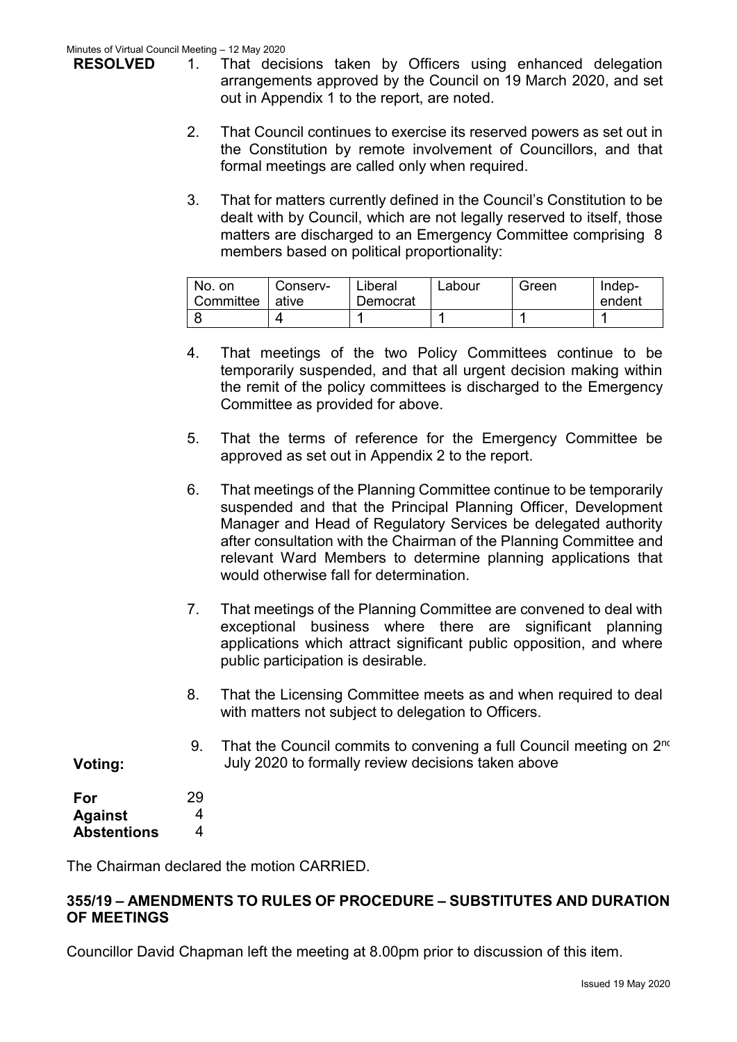**RESOLVED**

1. That decisions taken by Officers using enhanced delegation arrangements approved by the Council on 19 March 2020, and set out in Appendix 1 to the report, are noted.

2. That Council continues to exercise its reserved powers as set out in the Constitution by remote involvement of Councillors, and that formal meetings are called only when required.

3. That for matters currently defined in the Council's Constitution to be dealt with by Council, which are not legally reserved to itself, those matters are discharged to an Emergency Committee comprising 8 members based on political proportionality:

| No. on Committee | Conserv-ative | Liberal Democrat | Labour | Green | Indep-endent |
|---|---|---|---|---|---|
| 8 | 4 | 1 | 1 | 1 | 1 |

4. That meetings of the two Policy Committees continue to be temporarily suspended, and that all urgent decision making within the remit of the policy committees is discharged to the Emergency Committee as provided for above.

5. That the terms of reference for the Emergency Committee be approved as set out in Appendix 2 to the report.

6. That meetings of the Planning Committee continue to be temporarily suspended and that the Principal Planning Officer, Development Manager and Head of Regulatory Services be delegated authority after consultation with the Chairman of the Planning Committee and relevant Ward Members to determine planning applications that would otherwise fall for determination.

7. That meetings of the Planning Committee are convened to deal with exceptional business where there are significant planning applications which attract significant public opposition, and where public participation is desirable.

8. That the Licensing Committee meets as and when required to deal with matters not subject to delegation to Officers.

9. That the Council commits to convening a full Council meeting on 2nd July 2020 to formally review decisions taken above

**Voting:**

| | |
|---|---|
| **For** | 29 |
| **Against** | 4 |
| **Abstentions** | 4 |

The Chairman declared the motion CARRIED.

## 355/19 – AMENDMENTS TO RULES OF PROCEDURE – SUBSTITUTES AND DURATION OF MEETINGS

Councillor David Chapman left the meeting at 8.00pm prior to discussion of this item.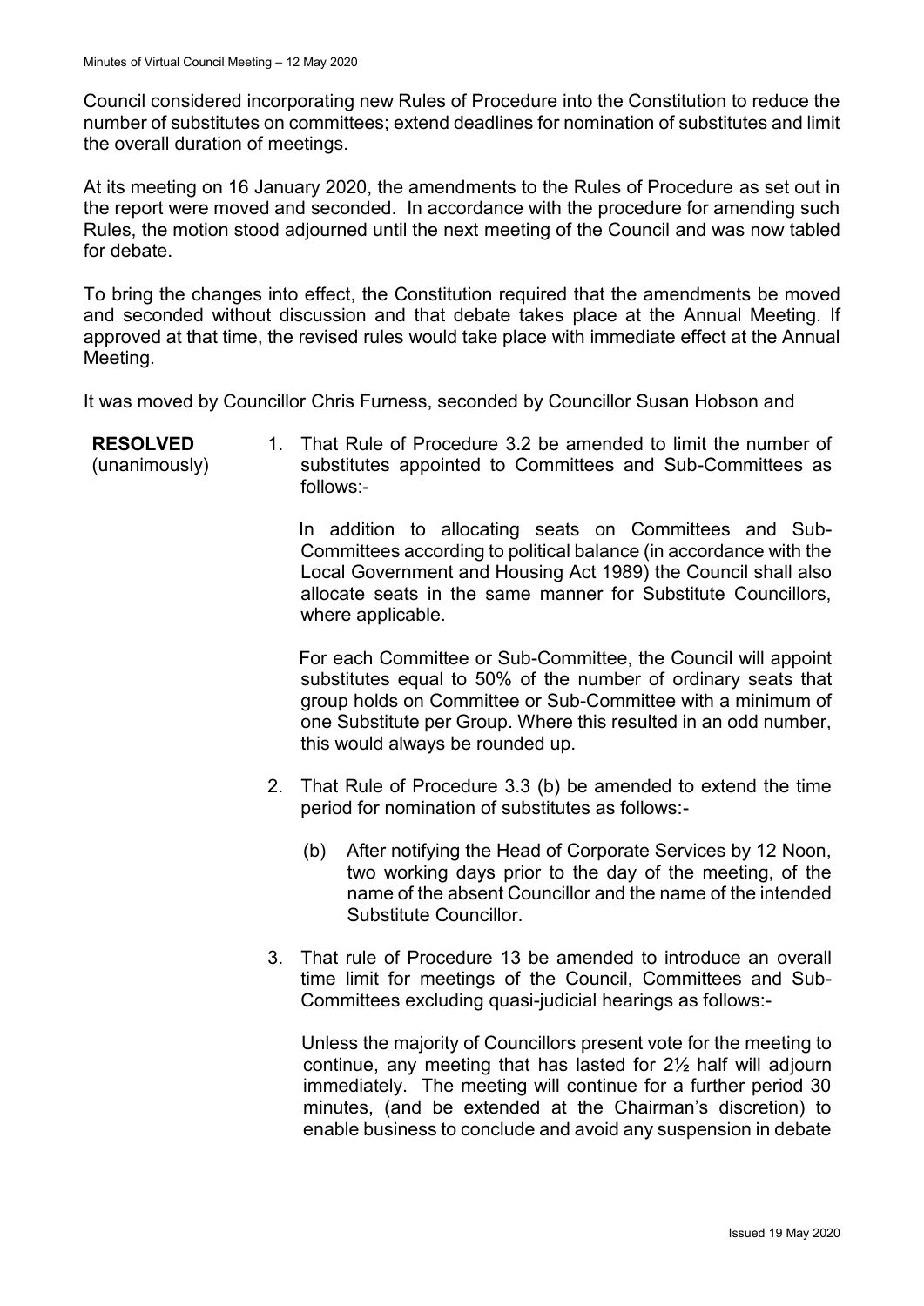Council considered incorporating new Rules of Procedure into the Constitution to reduce the number of substitutes on committees; extend deadlines for nomination of substitutes and limit the overall duration of meetings.

At its meeting on 16 January 2020, the amendments to the Rules of Procedure as set out in the report were moved and seconded. In accordance with the procedure for amending such Rules, the motion stood adjourned until the next meeting of the Council and was now tabled for debate.

To bring the changes into effect, the Constitution required that the amendments be moved and seconded without discussion and that debate takes place at the Annual Meeting. If approved at that time, the revised rules would take place with immediate effect at the Annual Meeting.

It was moved by Councillor Chris Furness, seconded by Councillor Susan Hobson and

**RESOLVED** (unanimously)

1. That Rule of Procedure 3.2 be amended to limit the number of substitutes appointed to Committees and Sub-Committees as follows:-

   In addition to allocating seats on Committees and Sub-Committees according to political balance (in accordance with the Local Government and Housing Act 1989) the Council shall also allocate seats in the same manner for Substitute Councillors, where applicable.

   For each Committee or Sub-Committee, the Council will appoint substitutes equal to 50% of the number of ordinary seats that group holds on Committee or Sub-Committee with a minimum of one Substitute per Group. Where this resulted in an odd number, this would always be rounded up.

2. That Rule of Procedure 3.3 (b) be amended to extend the time period for nomination of substitutes as follows:-

   (b) After notifying the Head of Corporate Services by 12 Noon, two working days prior to the day of the meeting, of the name of the absent Councillor and the name of the intended Substitute Councillor.

3. That rule of Procedure 13 be amended to introduce an overall time limit for meetings of the Council, Committees and Sub-Committees excluding quasi-judicial hearings as follows:-

   Unless the majority of Councillors present vote for the meeting to continue, any meeting that has lasted for 2½ half will adjourn immediately. The meeting will continue for a further period 30 minutes, (and be extended at the Chairman's discretion) to enable business to conclude and avoid any suspension in debate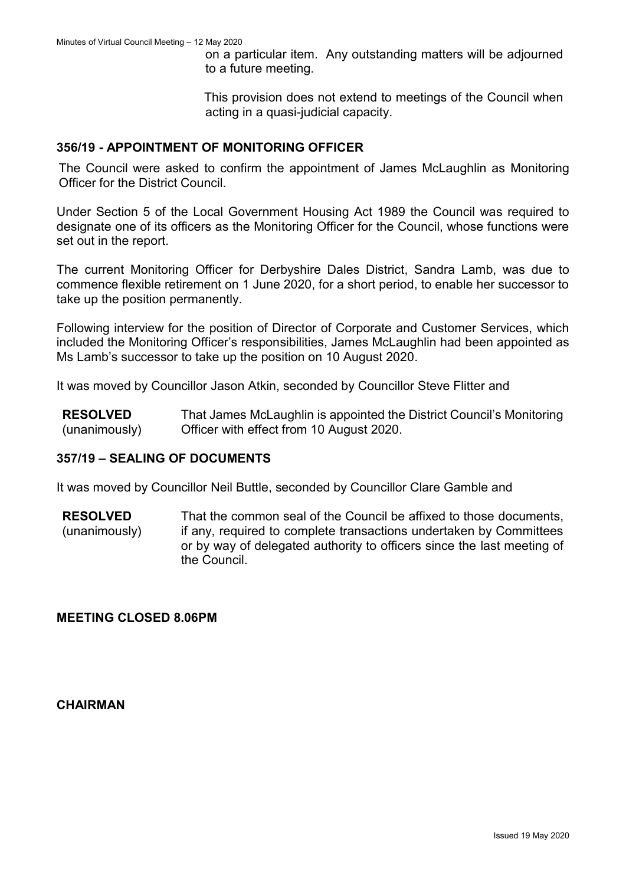on a particular item. Any outstanding matters will be adjourned to a future meeting.

This provision does not extend to meetings of the Council when acting in a quasi-judicial capacity.

### 356/19 - APPOINTMENT OF MONITORING OFFICER

The Council were asked to confirm the appointment of James McLaughlin as Monitoring Officer for the District Council.

Under Section 5 of the Local Government Housing Act 1989 the Council was required to designate one of its officers as the Monitoring Officer for the Council, whose functions were set out in the report.

The current Monitoring Officer for Derbyshire Dales District, Sandra Lamb, was due to commence flexible retirement on 1 June 2020, for a short period, to enable her successor to take up the position permanently.

Following interview for the position of Director of Corporate and Customer Services, which included the Monitoring Officer's responsibilities, James McLaughlin had been appointed as Ms Lamb's successor to take up the position on 10 August 2020.

It was moved by Councillor Jason Atkin, seconded by Councillor Steve Flitter and

**RESOLVED** (unanimously) That James McLaughlin is appointed the District Council's Monitoring Officer with effect from 10 August 2020.

### 357/19 – SEALING OF DOCUMENTS

It was moved by Councillor Neil Buttle, seconded by Councillor Clare Gamble and

**RESOLVED** (unanimously) That the common seal of the Council be affixed to those documents, if any, required to complete transactions undertaken by Committees or by way of delegated authority to officers since the last meeting of the Council.

**MEETING CLOSED 8.06PM**

**CHAIRMAN**

Issued 19 May 2020